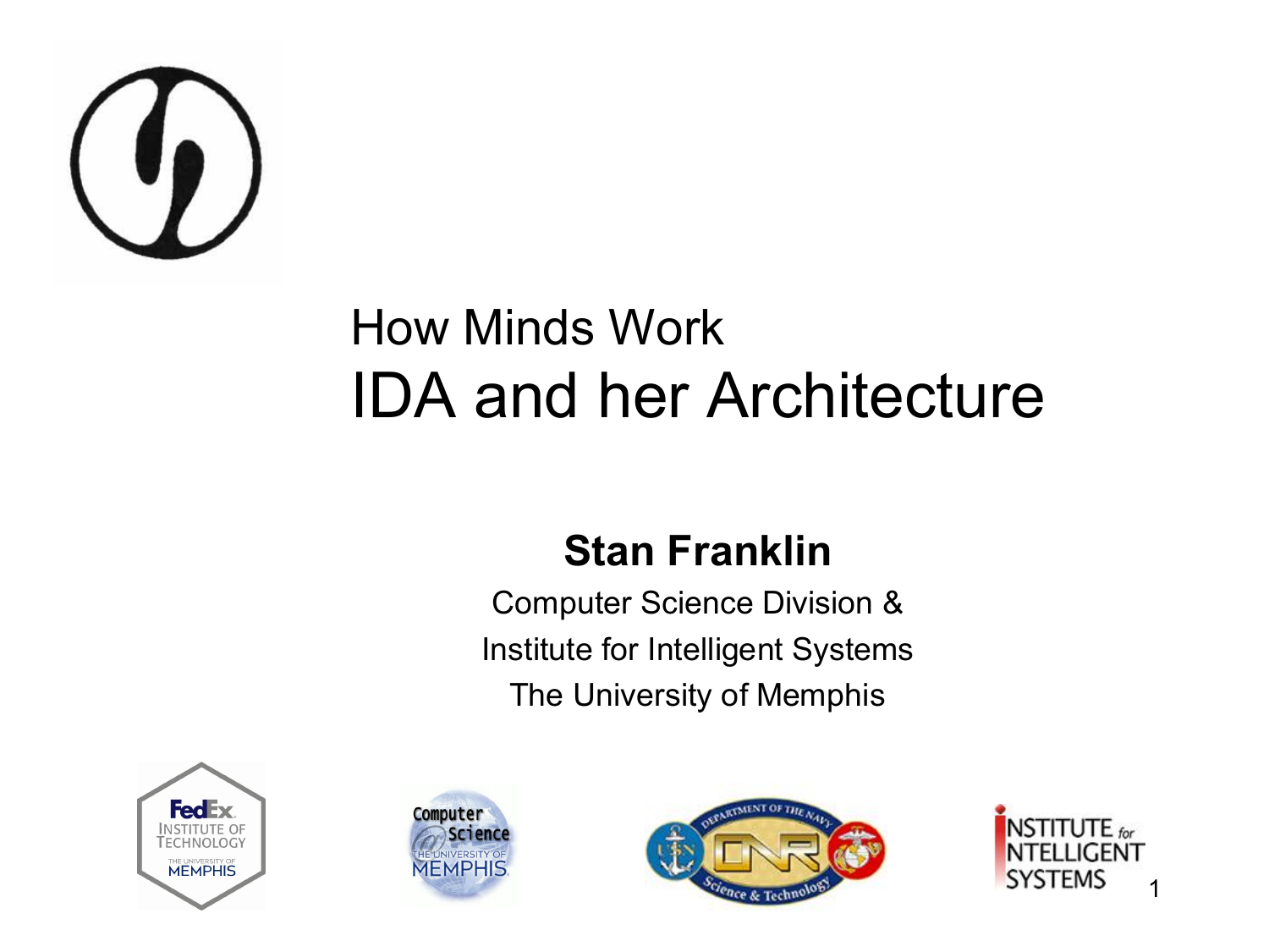# How Minds Work

# IDA and her Architecture

**Stan Franklin**

Computer Science Division &

Institute for Intelligent Systems

The University of Memphis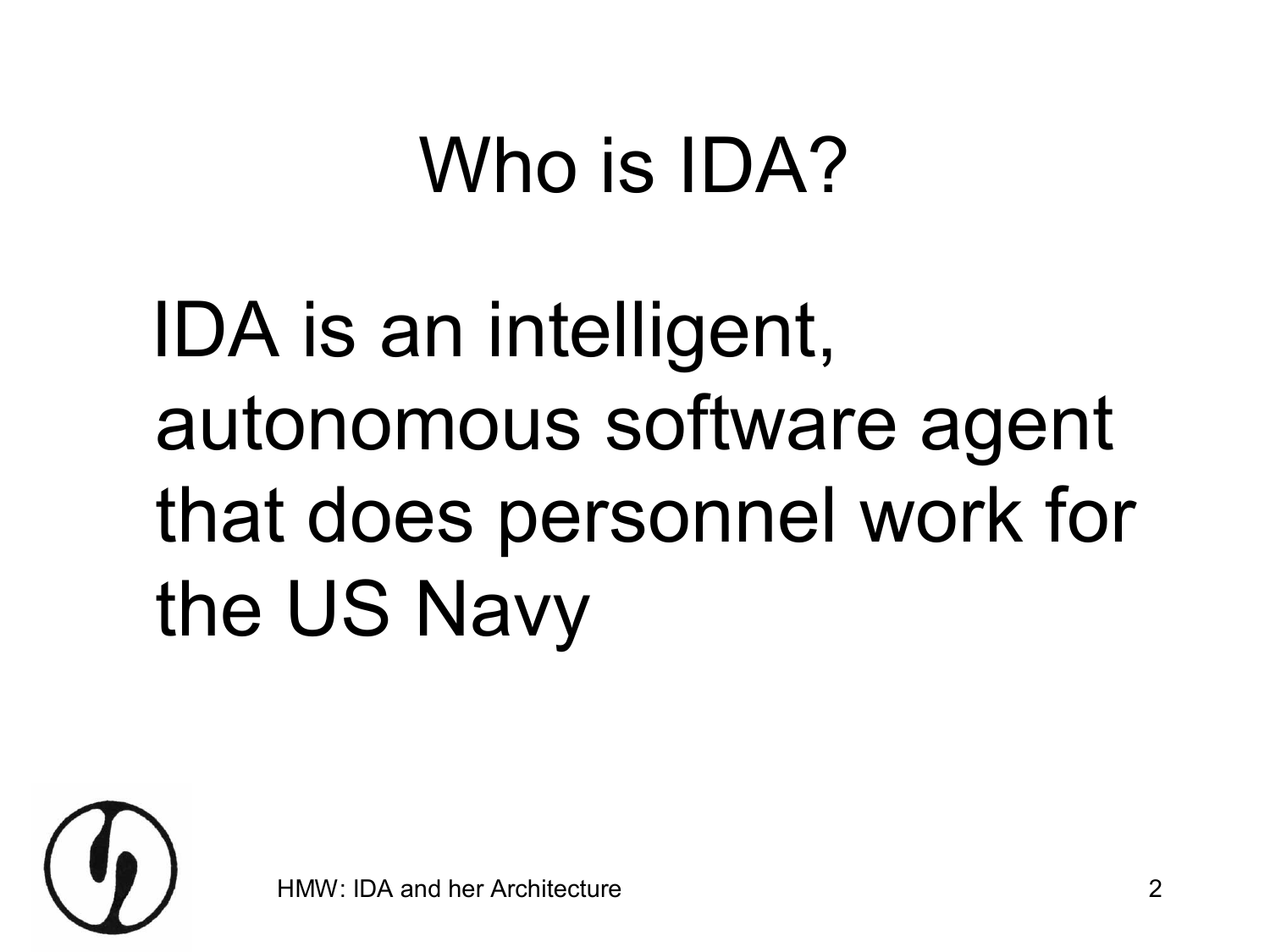# Who is IDA?

IDA is an intelligent, autonomous software agent that does personnel work for the US Navy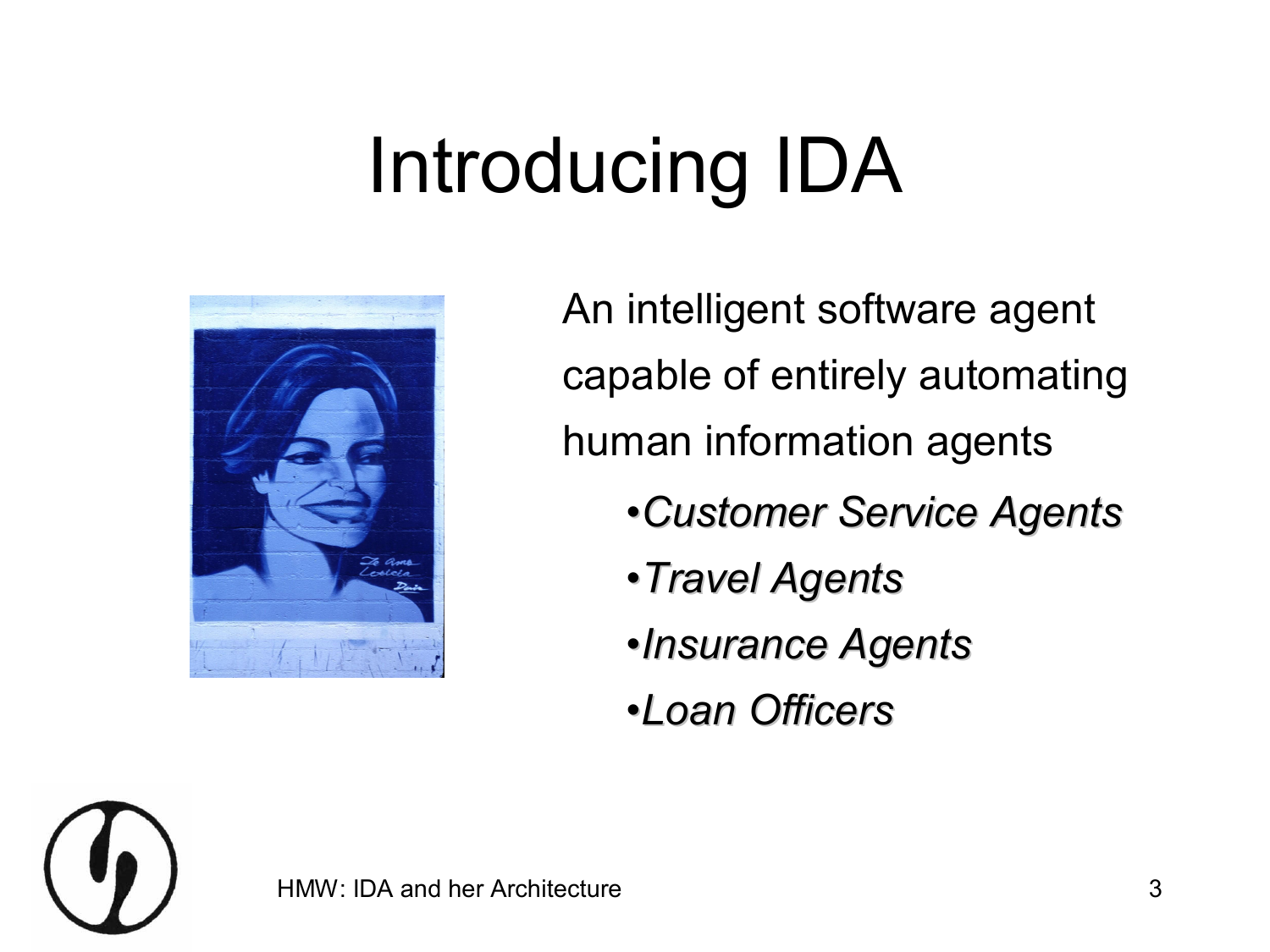# Introducing IDA

An intelligent software agent capable of entirely automating human information agents

- *Customer Service Agents*
- *Travel Agents*
- *Insurance Agents*
- *Loan Officers*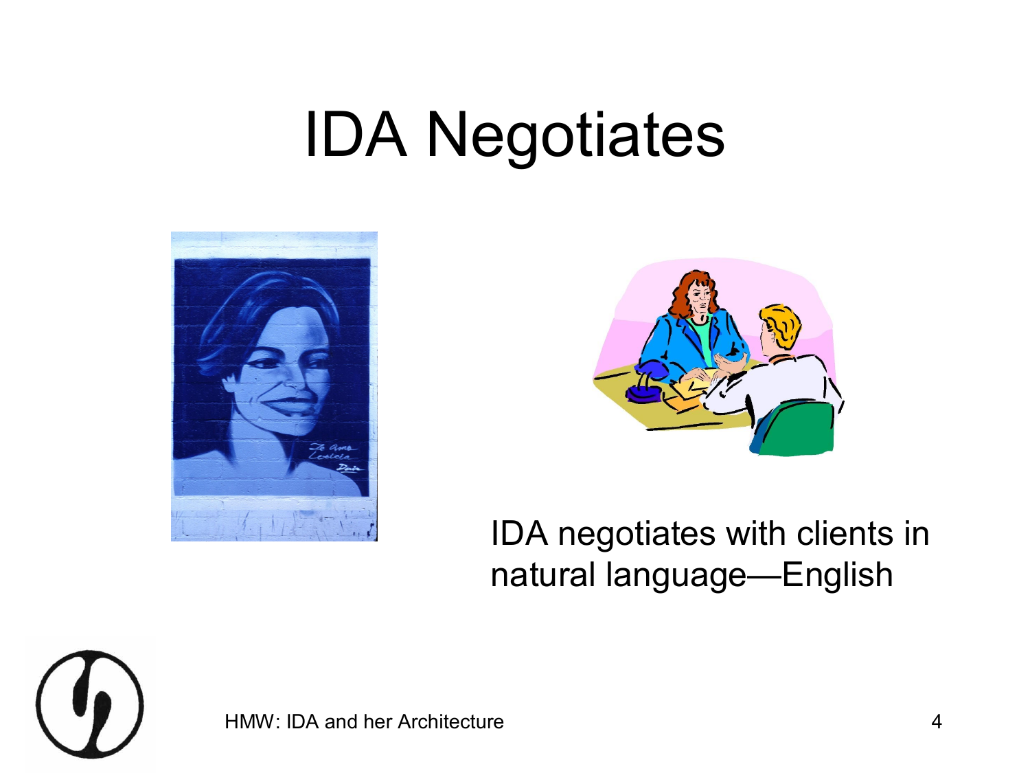# IDA Negotiates

IDA negotiates with clients in natural language—English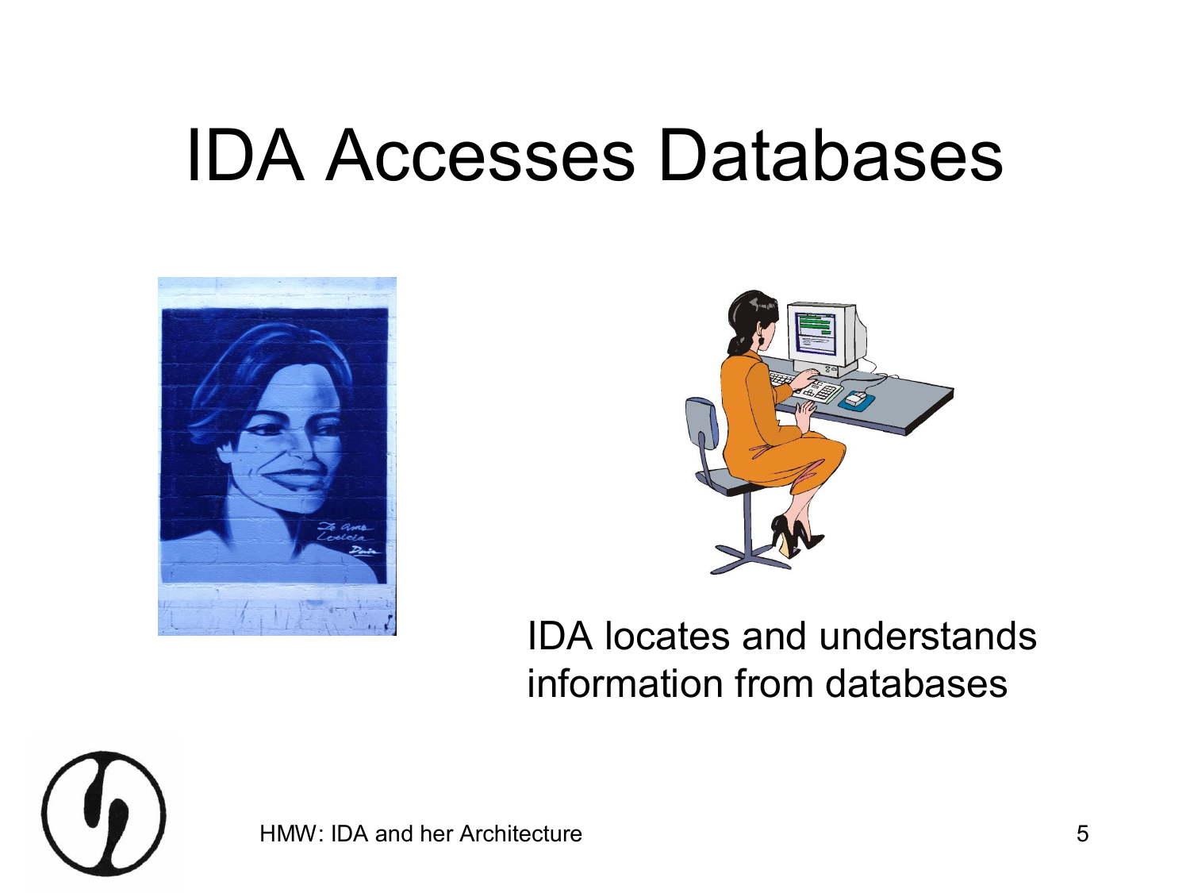# IDA Accesses Databases

IDA locates and understands information from databases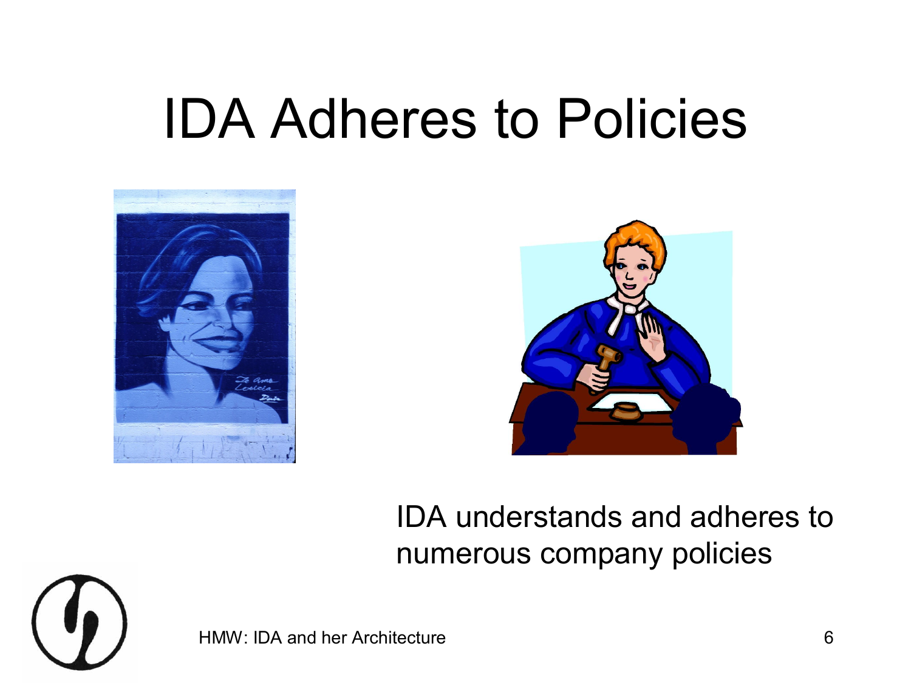# IDA Adheres to Policies

IDA understands and adheres to numerous company policies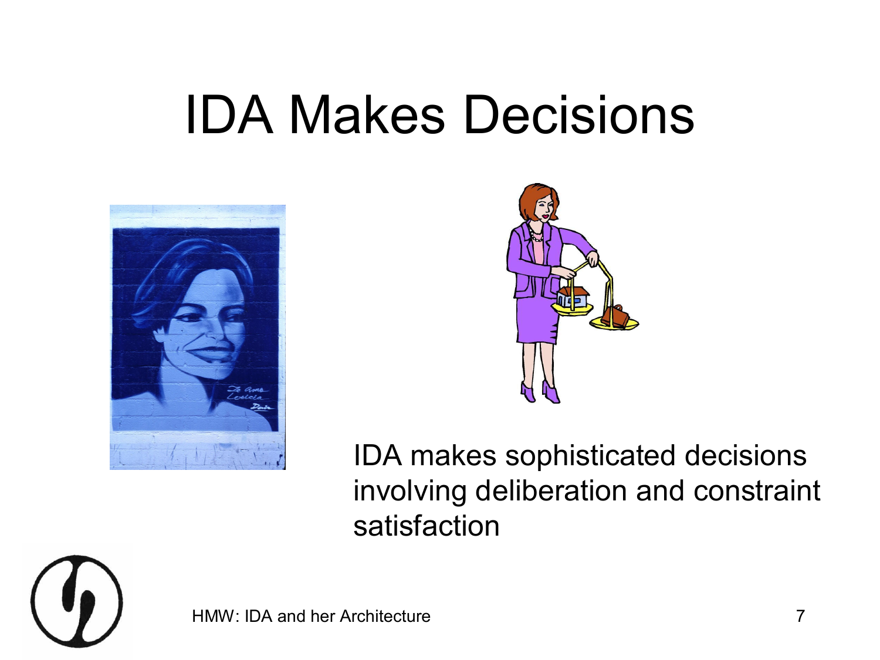# IDA Makes Decisions

IDA makes sophisticated decisions involving deliberation and constraint satisfaction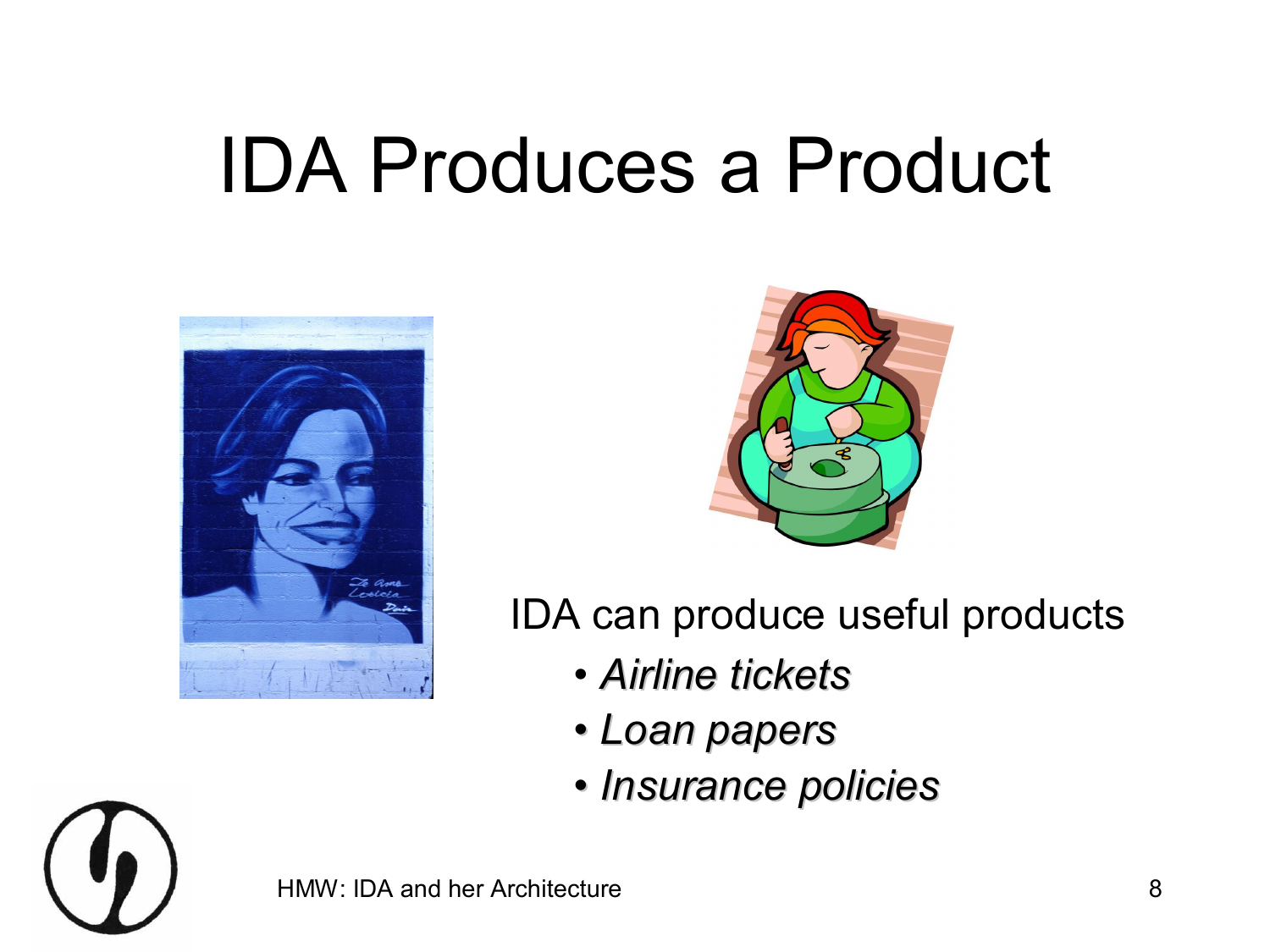# IDA Produces a Product

IDA can produce useful products

- *Airline tickets*
- *Loan papers*
- *Insurance policies*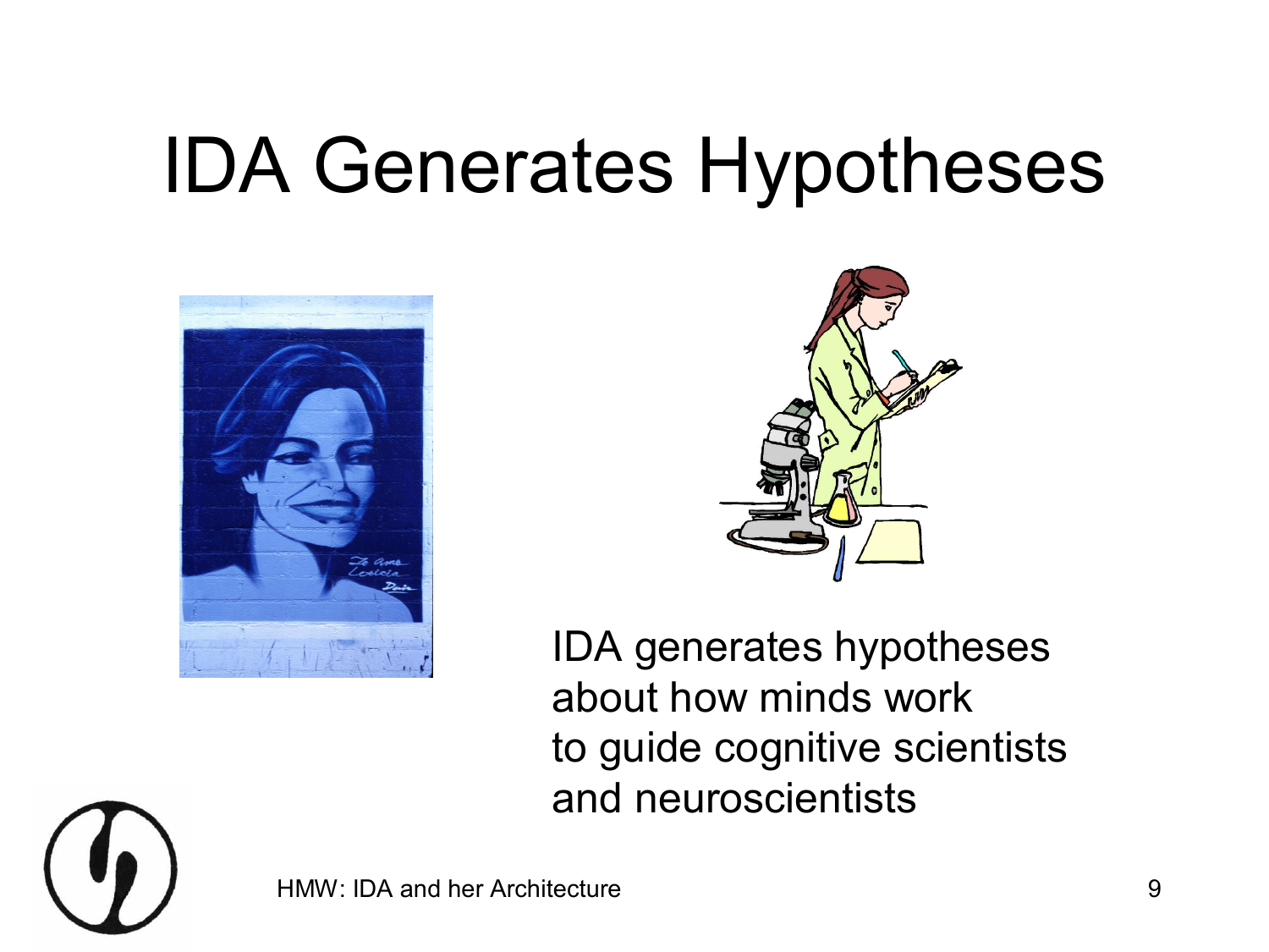# IDA Generates Hypotheses

IDA generates hypotheses
about how minds work
to guide cognitive scientists
and neuroscientists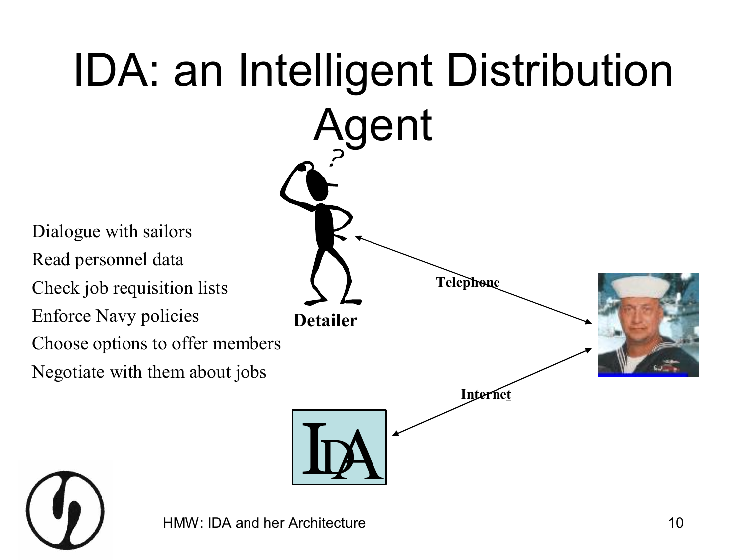# IDA: an Intelligent Distribution Agent

- Dialogue with sailors
- Read personnel data
- Check job requisition lists
- Enforce Navy policies
- Choose options to offer members
- Negotiate with them about jobs

**Detailer**

**Telephone**

**Internet**

IDA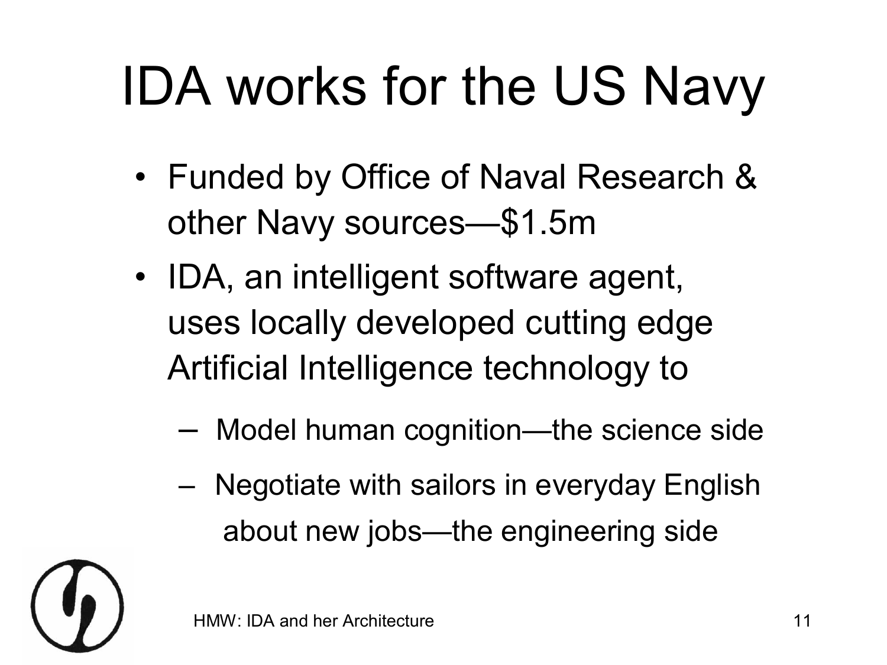# IDA works for the US Navy

- Funded by Office of Naval Research & other Navy sources—$1.5m
- IDA, an intelligent software agent, uses locally developed cutting edge Artificial Intelligence technology to
  - Model human cognition—the science side
  - Negotiate with sailors in everyday English about new jobs—the engineering side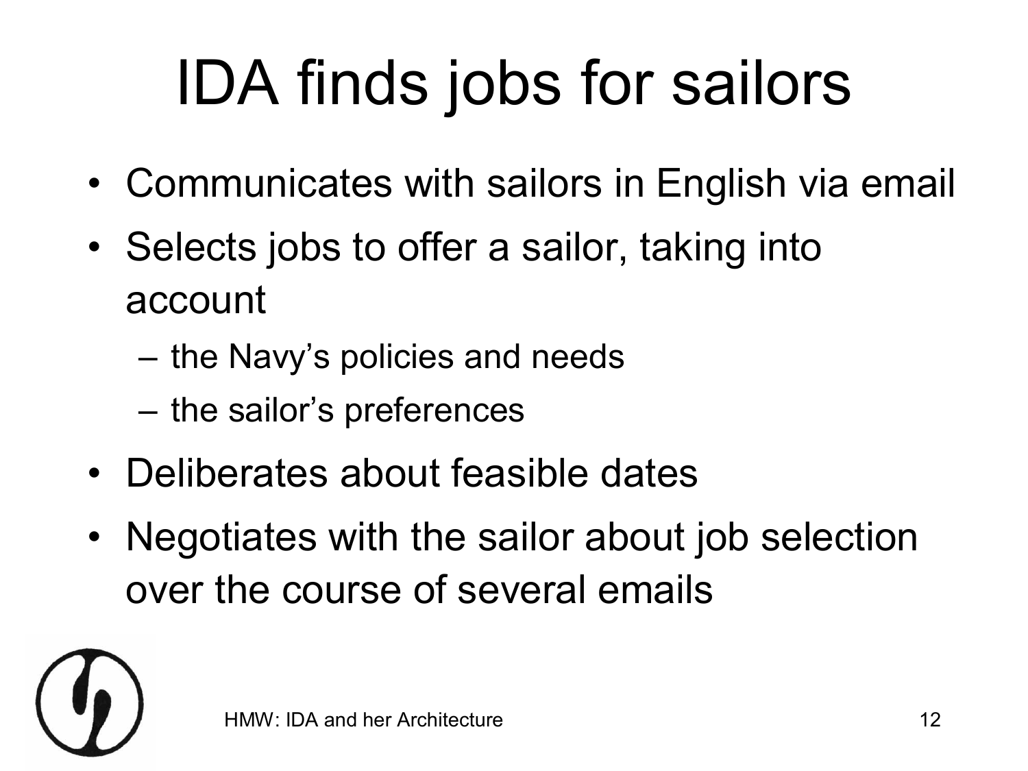# IDA finds jobs for sailors

- Communicates with sailors in English via email
- Selects jobs to offer a sailor, taking into account
  - the Navy's policies and needs
  - the sailor's preferences
- Deliberates about feasible dates
- Negotiates with the sailor about job selection over the course of several emails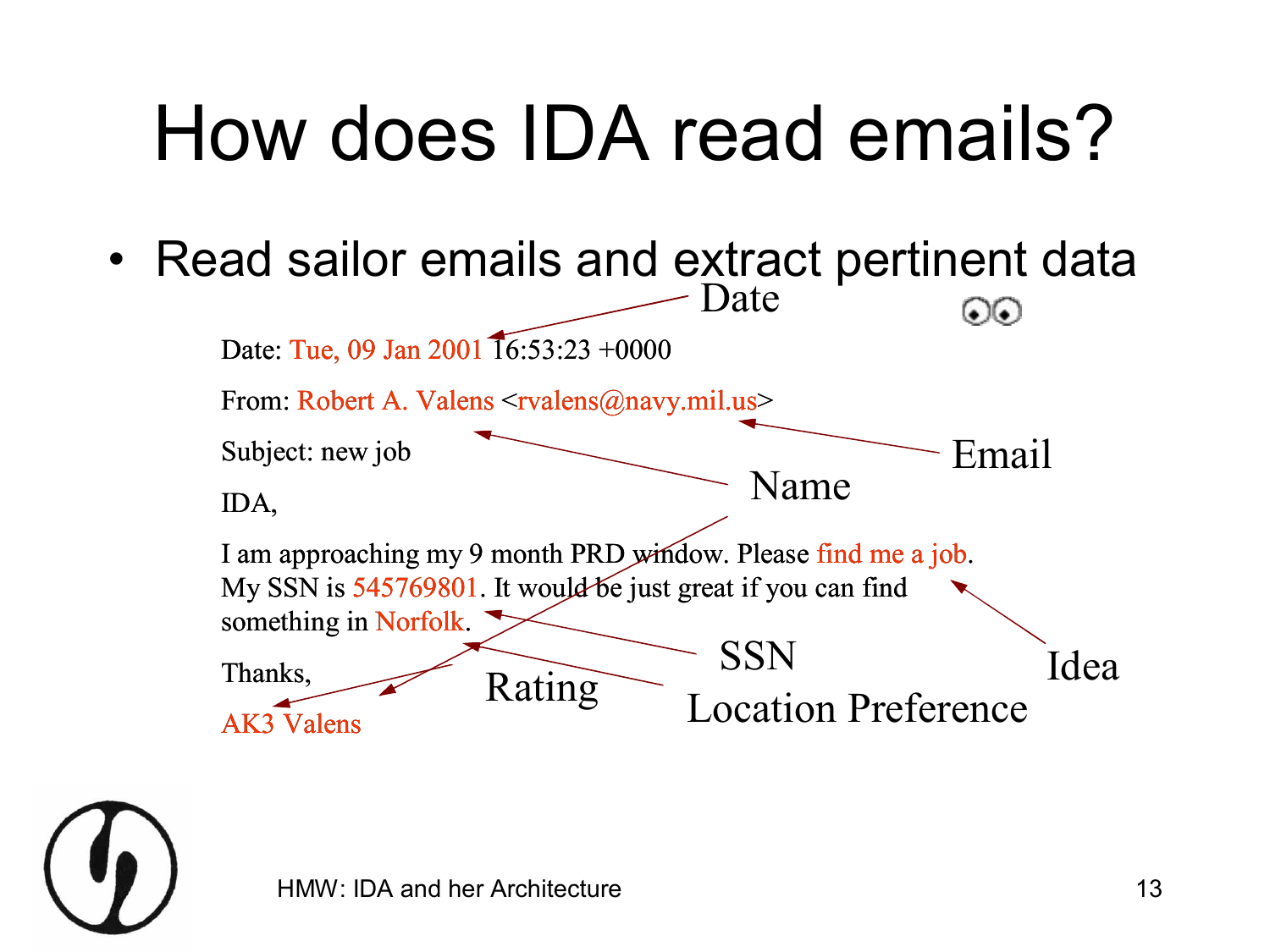# How does IDA read emails?

- Read sailor emails and extract pertinent data

Date: Tue, 09 Jan 2001 16:53:23 +0000

From: Robert A. Valens <rvalens@navy.mil.us>

Subject: new job

IDA,

I am approaching my 9 month PRD window. Please find me a job. My SSN is 545769801. It would be just great if you can find something in Norfolk.

Thanks,

AK3 Valens

Annotations: Date (Tue, 09 Jan 2001); Name (Robert A. Valens; AK3 Valens); Email (rvalens@navy.mil.us); Idea (find me a job); SSN (545769801); Location Preference (Norfolk); Rating (AK3)

HMW: IDA and her Architecture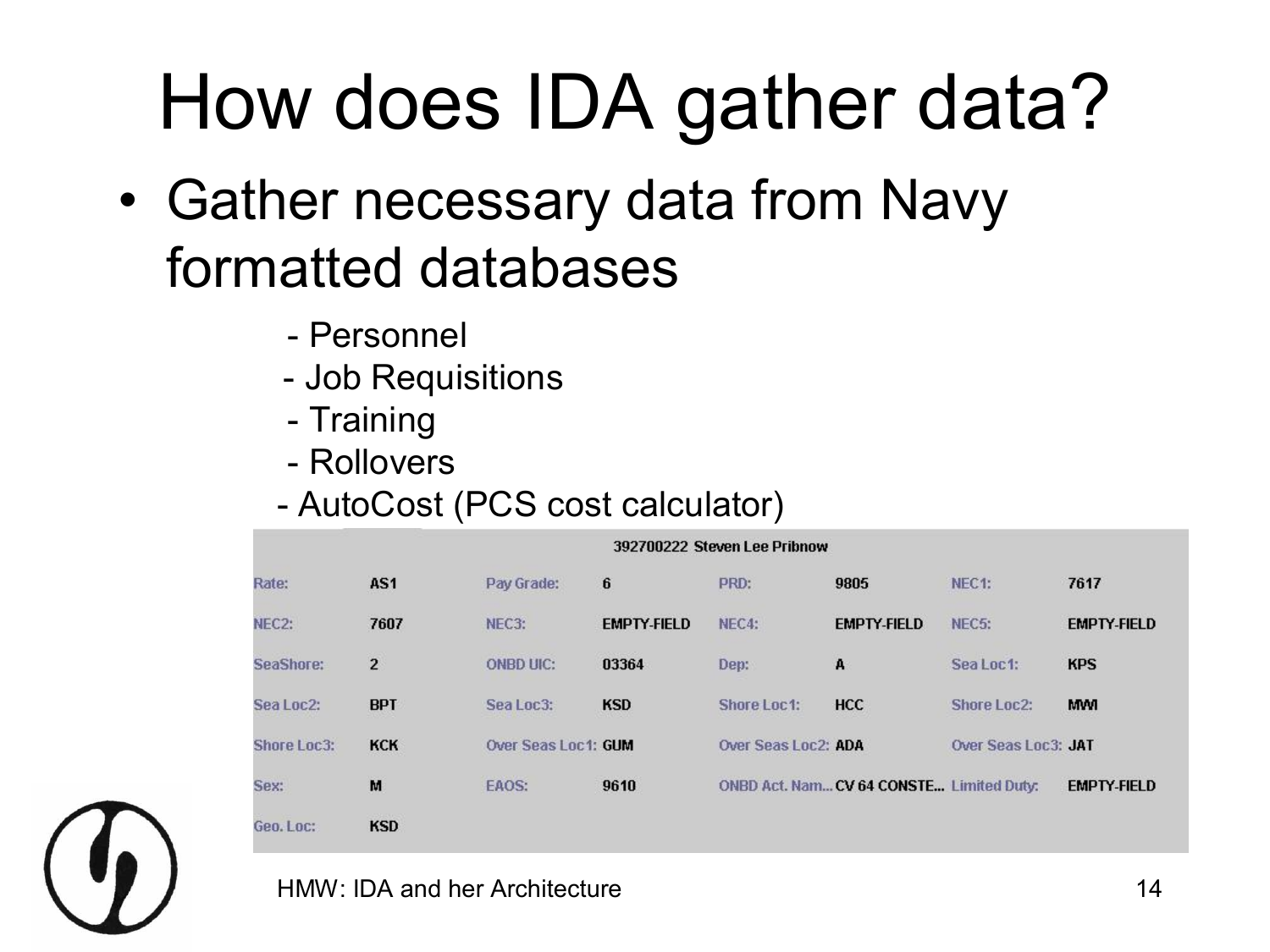# How does IDA gather data?

- Gather necessary data from Navy formatted databases
  - Personnel
  - Job Requisitions
  - Training
  - Rollovers
  - AutoCost (PCS cost calculator)

| 392700222 Steven Lee Pribnow | | | | | | | |
|---|---|---|---|---|---|---|---|
| Rate: | AS1 | Pay Grade: | 6 | PRD: | 9805 | NEC1: | 7617 |
| NEC2: | 7607 | NEC3: | EMPTY-FIELD | NEC4: | EMPTY-FIELD | NEC5: | EMPTY-FIELD |
| SeaShore: | 2 | ONBD UIC: | 03364 | Dep: | A | Sea Loc1: | KPS |
| Sea Loc2: | BPT | Sea Loc3: | KSD | Shore Loc1: | HCC | Shore Loc2: | MWI |
| Shore Loc3: | KCK | Over Seas Loc1: | GUM | Over Seas Loc2: | ADA | Over Seas Loc3: | JAT |
| Sex: | M | EAOS: | 9610 | ONBD Act. Nam... | CV 64 CONSTE... | Limited Duty: | EMPTY-FIELD |
| Geo. Loc: | KSD | | | | | | |

HMW: IDA and her Architecture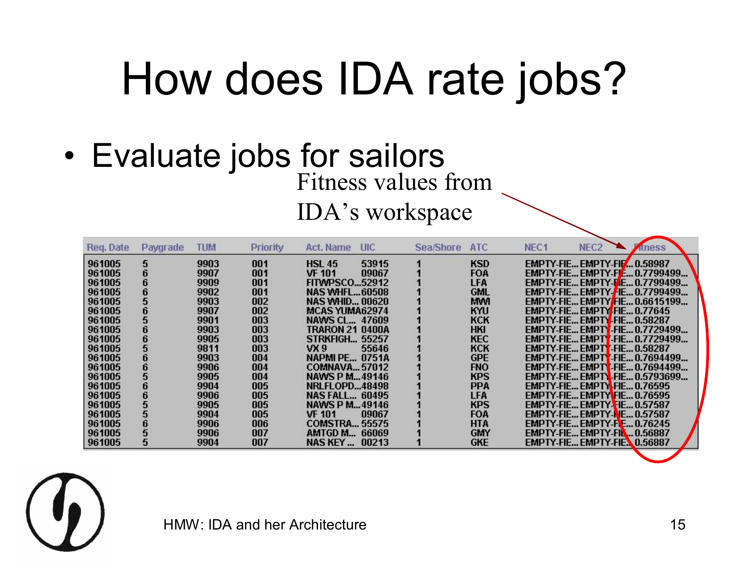# How does IDA rate jobs?

- Evaluate jobs for sailors

Fitness values from IDA's workspace

| Req. Date | Paygrade | TUM | Priority | Act. Name | UIC | Sea/Shore | ATC | NEC1 | NEC2 | Fitness |
|---|---|---|---|---|---|---|---|---|---|---|
| 961005 | 5 | 9903 | 001 | HSL 45 | 53915 | 1 | KSD | EMPTY-FIE... | EMPTY-FIE... | 0.58987 |
| 961005 | 6 | 9907 | 001 | VF 101 | 09067 | 1 | FOA | EMPTY-FIE... | EMPTY-FIE... | 0.7799499... |
| 961005 | 6 | 9909 | 001 | FITWPSCO... | 52912 | 1 | LFA | EMPTY-FIE... | EMPTY-FIE... | 0.7799499... |
| 961005 | 6 | 9902 | 001 | NAS WHFL... | 60508 | 1 | GML | EMPTY-FIE... | EMPTY-FIE... | 0.7799499... |
| 961005 | 5 | 9903 | 002 | NAS WHID... | 00620 | 1 | MWI | EMPTY-FIE... | EMPTY-FIE... | 0.6615199... |
| 961005 | 6 | 9907 | 002 | MCAS YUMA | 62974 | 1 | KYU | EMPTY-FIE... | EMPTY-FIE... | 0.77645 |
| 961005 | 5 | 9901 | 003 | NAWS CL... | 47609 | 1 | KCK | EMPTY-FIE... | EMPTY-FIE... | 0.58287 |
| 961005 | 6 | 9903 | 003 | TRARON 21 | 0400A | 1 | HKI | EMPTY-FIE... | EMPTY-FIE... | 0.7729499... |
| 961005 | 6 | 9905 | 003 | STRKFIGH... | 55257 | 1 | KEC | EMPTY-FIE... | EMPTY-FIE... | 0.7729499... |
| 961005 | 5 | 9811 | 003 | VX 9 | 55646 | 1 | KCK | EMPTY-FIE... | EMPTY-FIE... | 0.58287 |
| 961005 | 6 | 9903 | 004 | NAPMI PE... | 0751A | 1 | GPE | EMPTY-FIE... | EMPTY-FIE... | 0.7694499... |
| 961005 | 6 | 9906 | 004 | COMNAVA... | 57012 | 1 | FNO | EMPTY-FIE... | EMPTY-FIE... | 0.7694499... |
| 961005 | 5 | 9905 | 004 | NAWS P M... | 49146 | 1 | KPS | EMPTY-FIE... | EMPTY-FIE... | 0.5793699... |
| 961005 | 6 | 9904 | 005 | NRLFLOPD... | 48498 | 1 | PPA | EMPTY-FIE... | EMPTY-FIE... | 0.76595 |
| 961005 | 6 | 9906 | 005 | NAS FALL... | 60495 | 1 | LFA | EMPTY-FIE... | EMPTY-FIE... | 0.76595 |
| 961005 | 5 | 9905 | 005 | NAWS P M... | 49146 | 1 | KPS | EMPTY-FIE... | EMPTY-FIE... | 0.57587 |
| 961005 | 5 | 9904 | 005 | VF 101 | 09067 | 1 | FOA | EMPTY-FIE... | EMPTY-FIE... | 0.57587 |
| 961005 | 6 | 9906 | 006 | COMSTRA... | 55575 | 1 | HTA | EMPTY-FIE... | EMPTY-FIE... | 0.76245 |
| 961005 | 5 | 9906 | 007 | AMTGD M... | 66069 | 1 | GMY | EMPTY-FIE... | EMPTY-FIE... | 0.56887 |
| 961005 | 5 | 9904 | 007 | NAS KEY ... | 00213 | 1 | GKE | EMPTY-FIE... | EMPTY-FIE... | 0.56887 |

HMW: IDA and her Architecture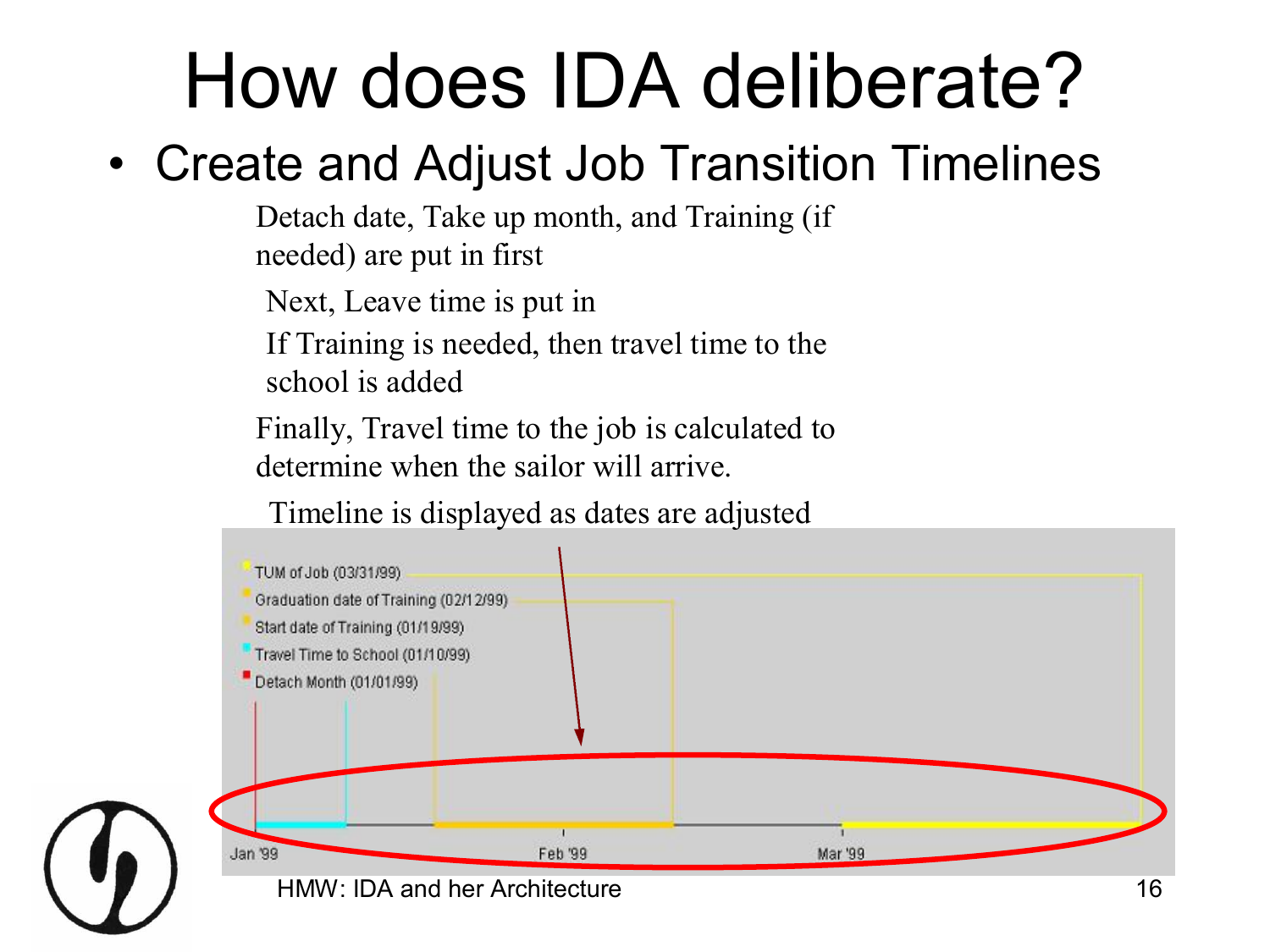# How does IDA deliberate?

- Create and Adjust Job Transition Timelines

Detach date, Take up month, and Training (if needed) are put in first

Next, Leave time is put in

If Training is needed, then travel time to the school is added

Finally, Travel time to the job is calculated to determine when the sailor will arrive.

Timeline is displayed as dates are adjusted

TUM of Job (03/31/99)

Graduation date of Training (02/12/99)

Start date of Training (01/19/99)

Travel Time to School (01/10/99)

Detach Month (01/01/99)

Jan '99 Feb '99 Mar '99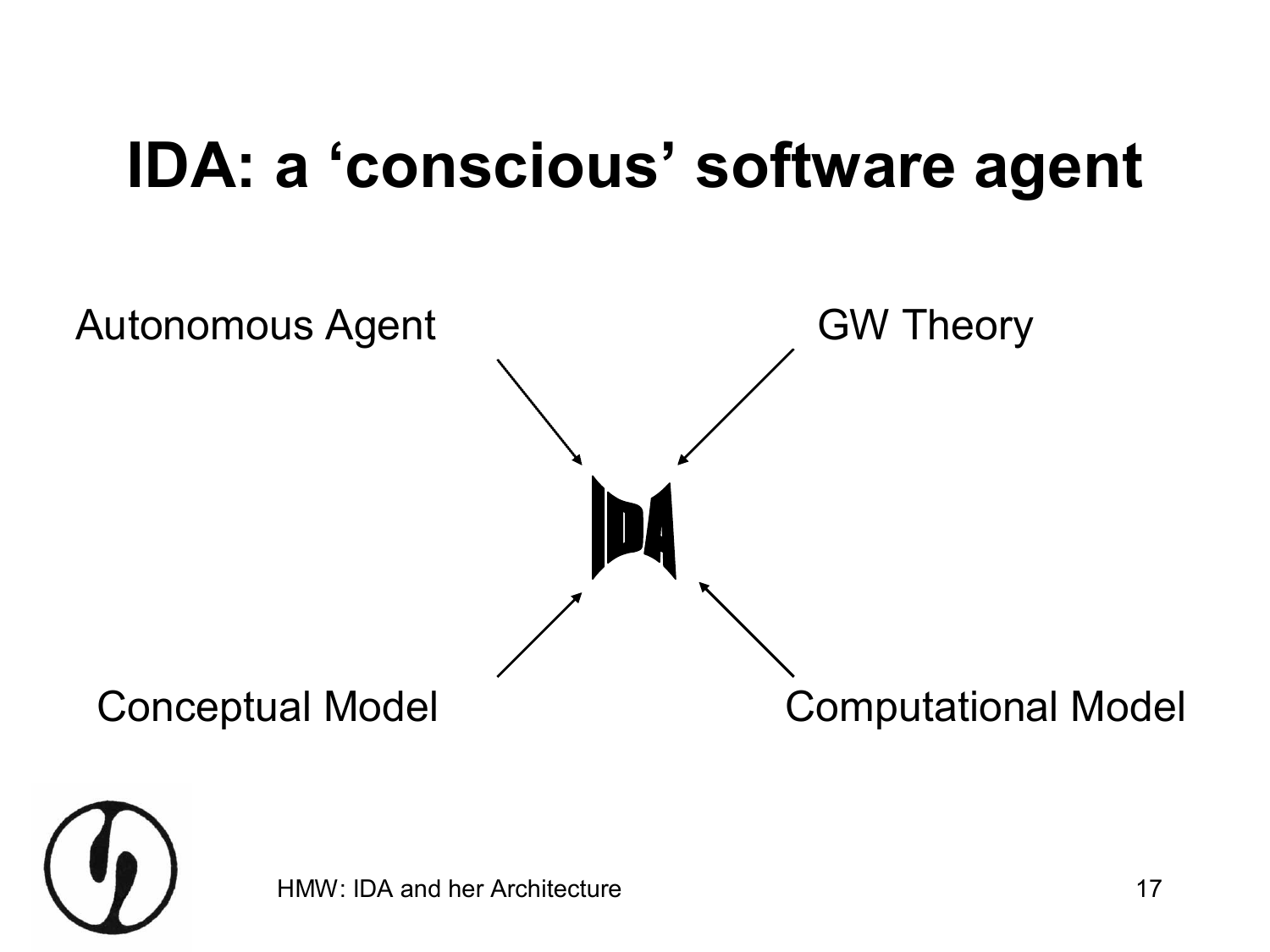# IDA: a 'conscious' software agent

Autonomous Agent

GW Theory

IDA

Conceptual Model

Computational Model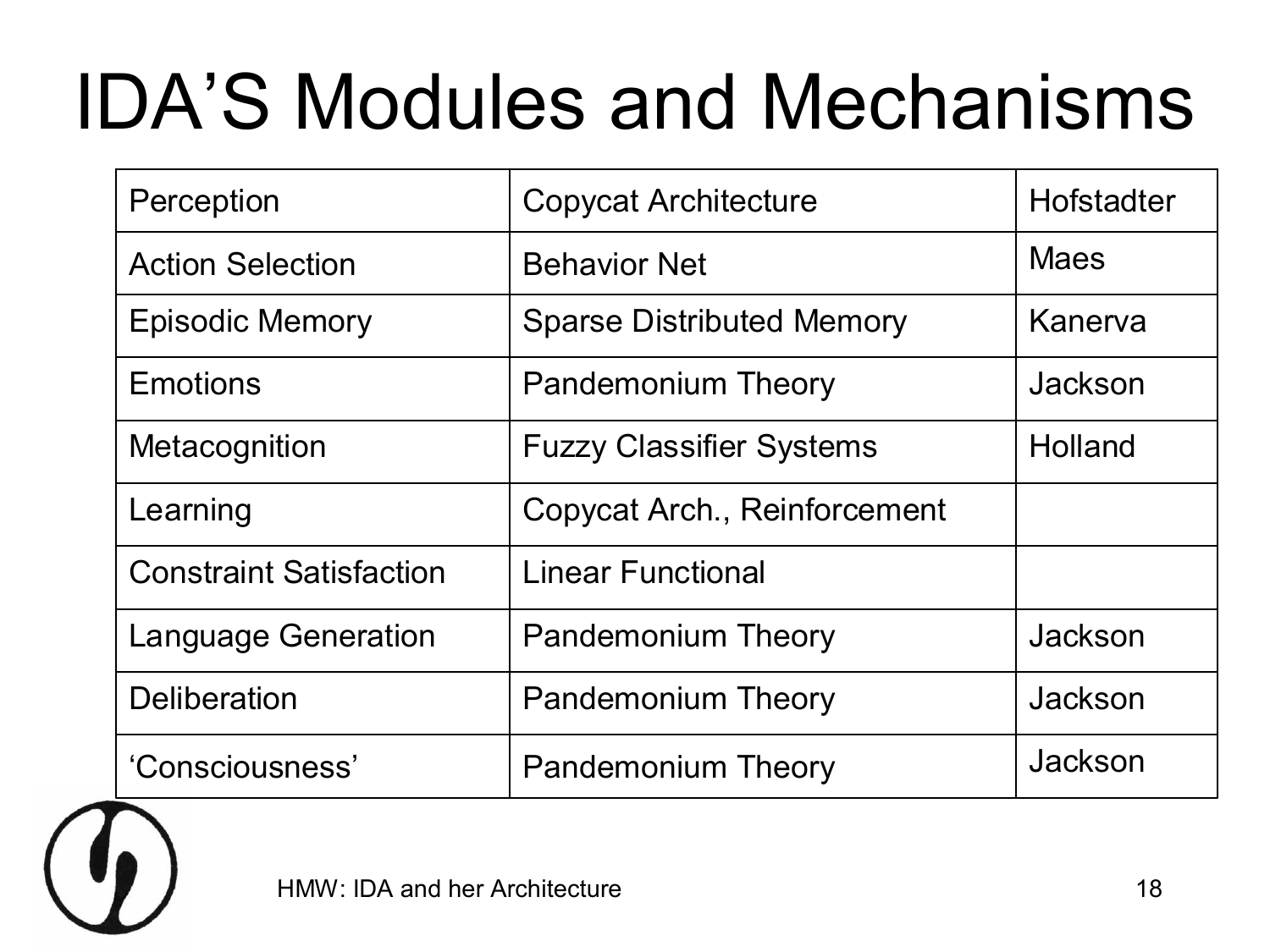# IDA'S Modules and Mechanisms

| Perception | Copycat Architecture | Hofstadter |
|---|---|---|
| Action Selection | Behavior Net | Maes |
| Episodic Memory | Sparse Distributed Memory | Kanerva |
| Emotions | Pandemonium Theory | Jackson |
| Metacognition | Fuzzy Classifier Systems | Holland |
| Learning | Copycat Arch., Reinforcement | |
| Constraint Satisfaction | Linear Functional | |
| Language Generation | Pandemonium Theory | Jackson |
| Deliberation | Pandemonium Theory | Jackson |
| 'Consciousness' | Pandemonium Theory | Jackson |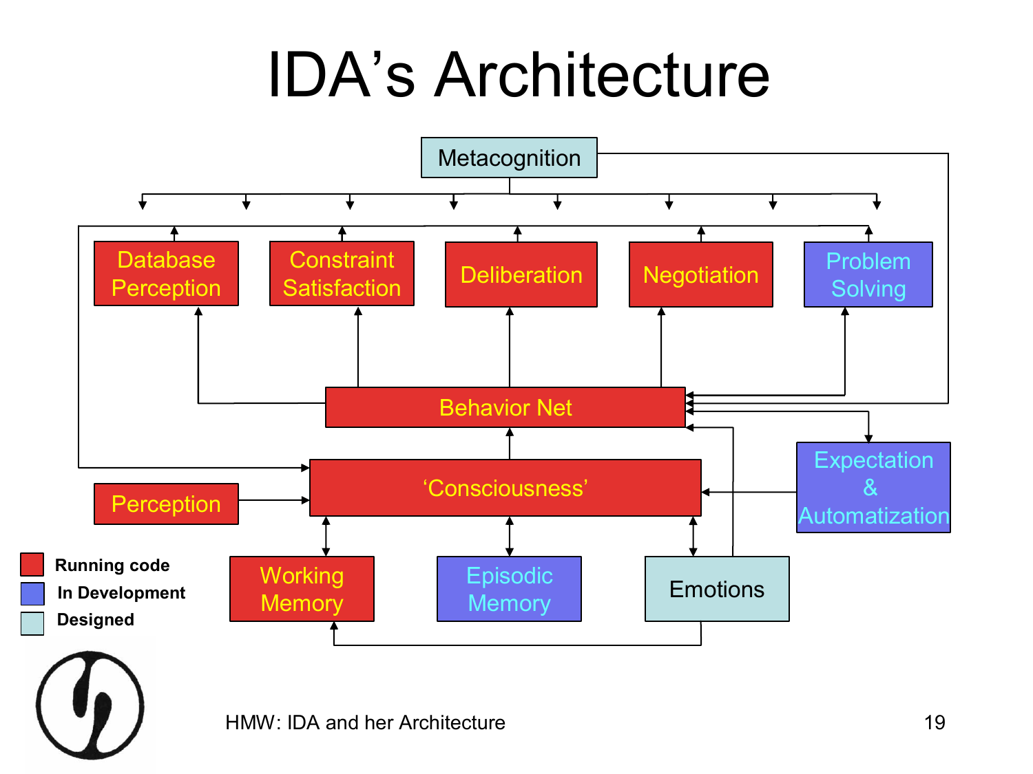# IDA's Architecture

Metacognition

Database Perception | Constraint Satisfaction | Deliberation | Negotiation | Problem Solving

Behavior Net

Expectation & Automatization

Perception

'Consciousness'

Working Memory | Episodic Memory | Emotions

- Running code
- In Development
- Designed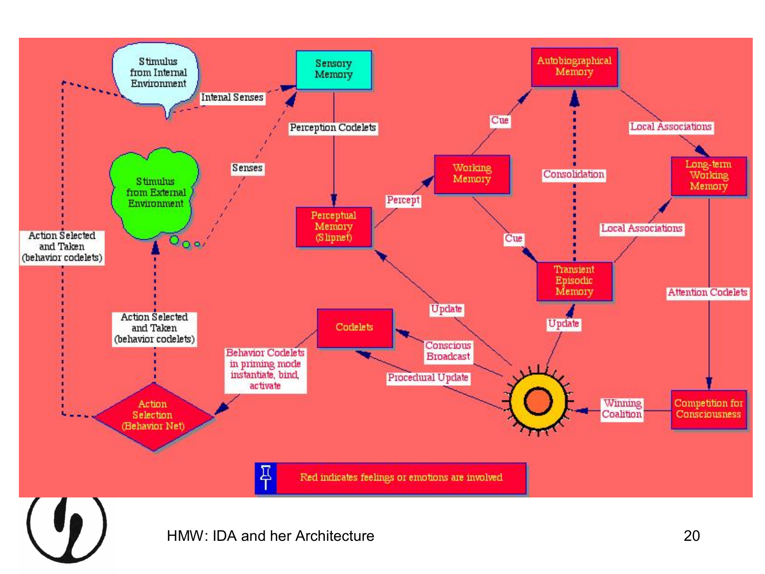Stimulus from Internal Environment

Intenal Senses

Sensory Memory

Perception Codelets

Senses

Stimulus from External Environment

Perceptual Memory (Slipnet)

Percept

Working Memory

Cue

Autobiographical Memory

Local Associations

Long-term Working Memory

Consolidation

Cue

Transient Episodic Memory

Local Associations

Attention Codelets

Action Selected and Taken (behavior codelets)

Action Selected and Taken (behavior codelets)

Update

Update

Codelets

Conscious Broadcast

Behavior Codelets in priming mode instantiate, bind, activate

Procedural Update

Action Selection (Behavior Net)

Winning Coalition

Competition for Consciousness

Red indicates feelings or emotions are involved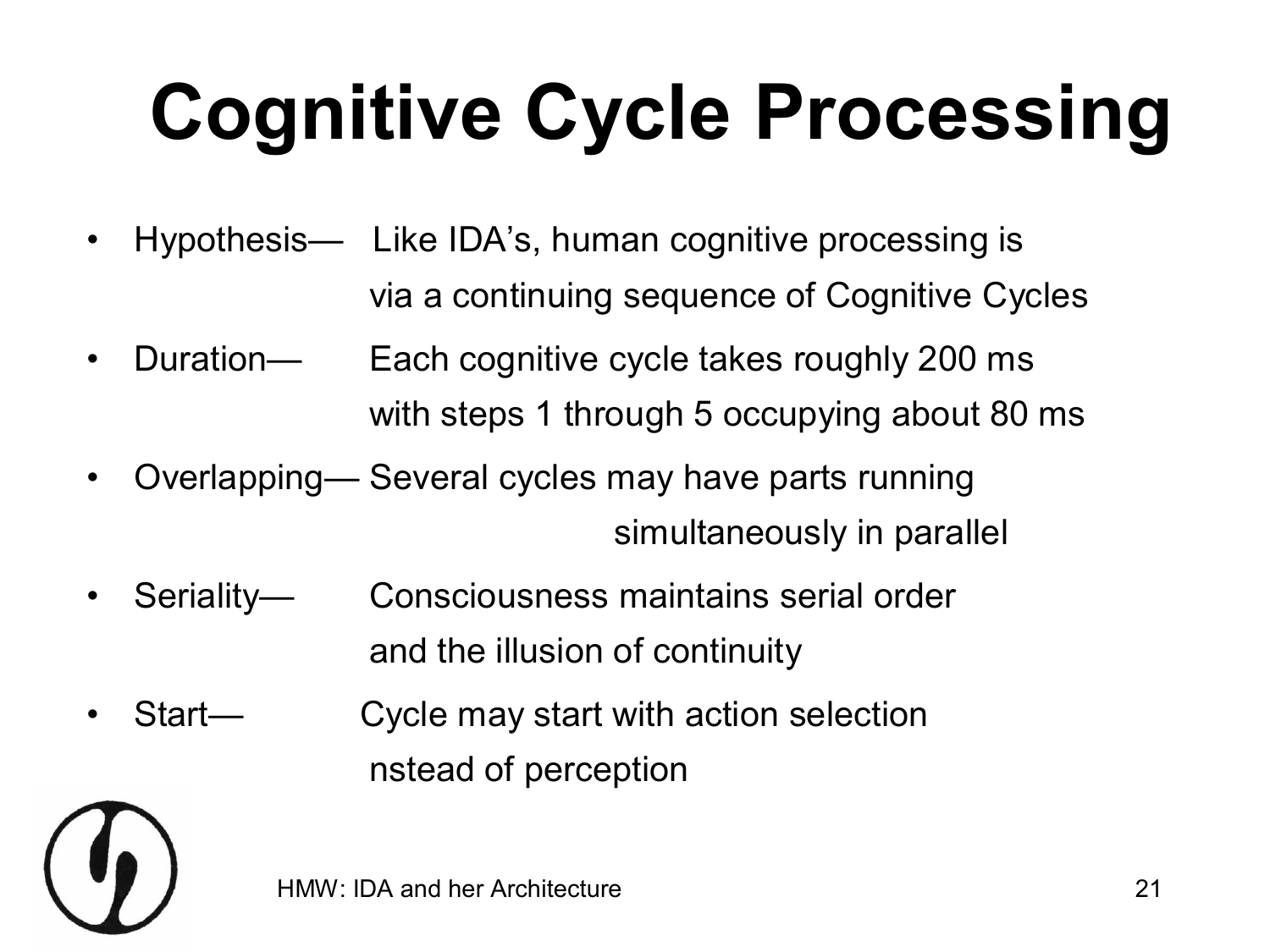# Cognitive Cycle Processing

- Hypothesis— Like IDA's, human cognitive processing is via a continuing sequence of Cognitive Cycles
- Duration— Each cognitive cycle takes roughly 200 ms with steps 1 through 5 occupying about 80 ms
- Overlapping— Several cycles may have parts running simultaneously in parallel
- Seriality— Consciousness maintains serial order and the illusion of continuity
- Start— Cycle may start with action selection nstead of perception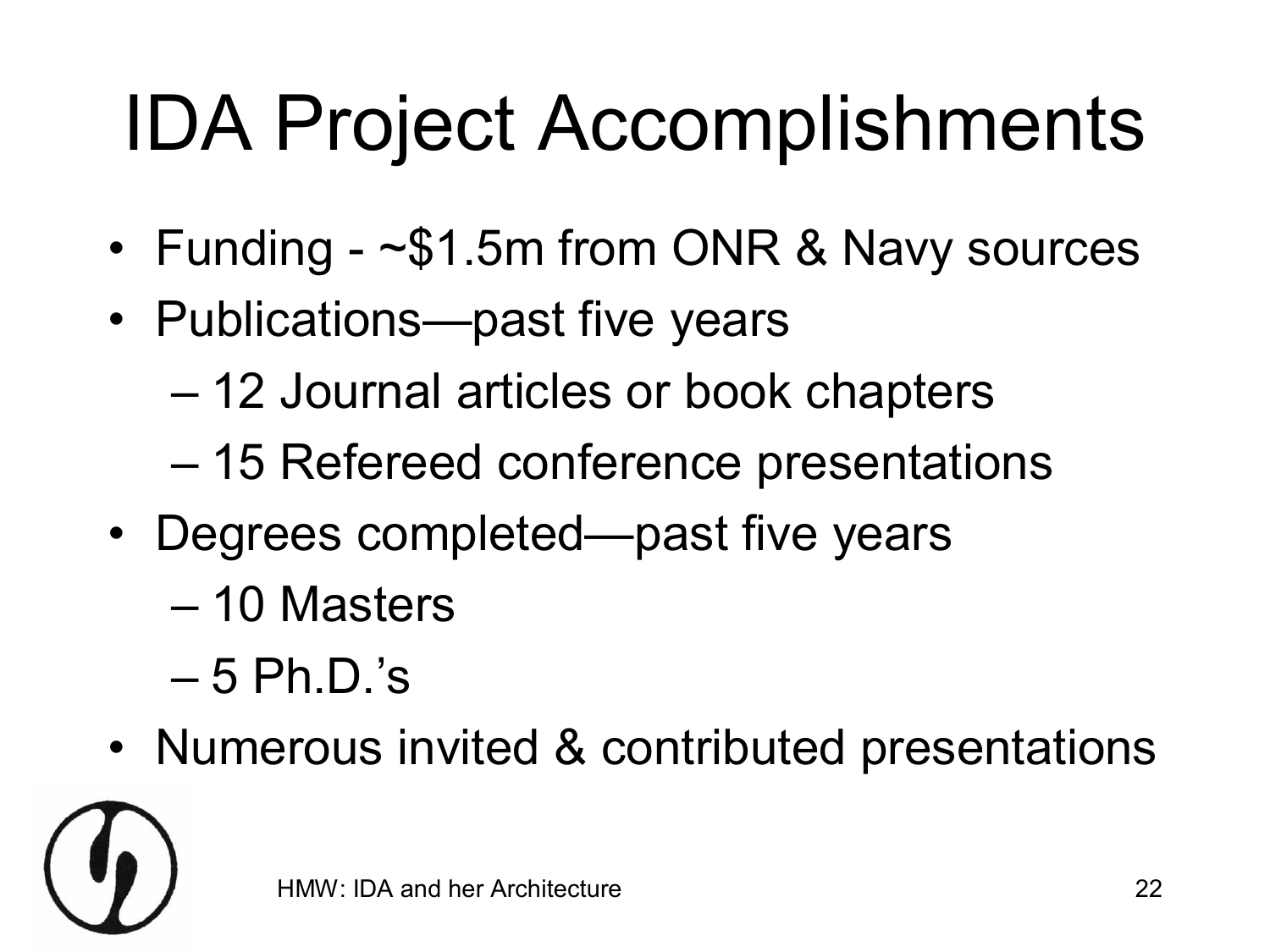# IDA Project Accomplishments

- Funding - ~$1.5m from ONR & Navy sources
- Publications—past five years
  - 12 Journal articles or book chapters
  - 15 Refereed conference presentations
- Degrees completed—past five years
  - 10 Masters
  - 5 Ph.D.'s
- Numerous invited & contributed presentations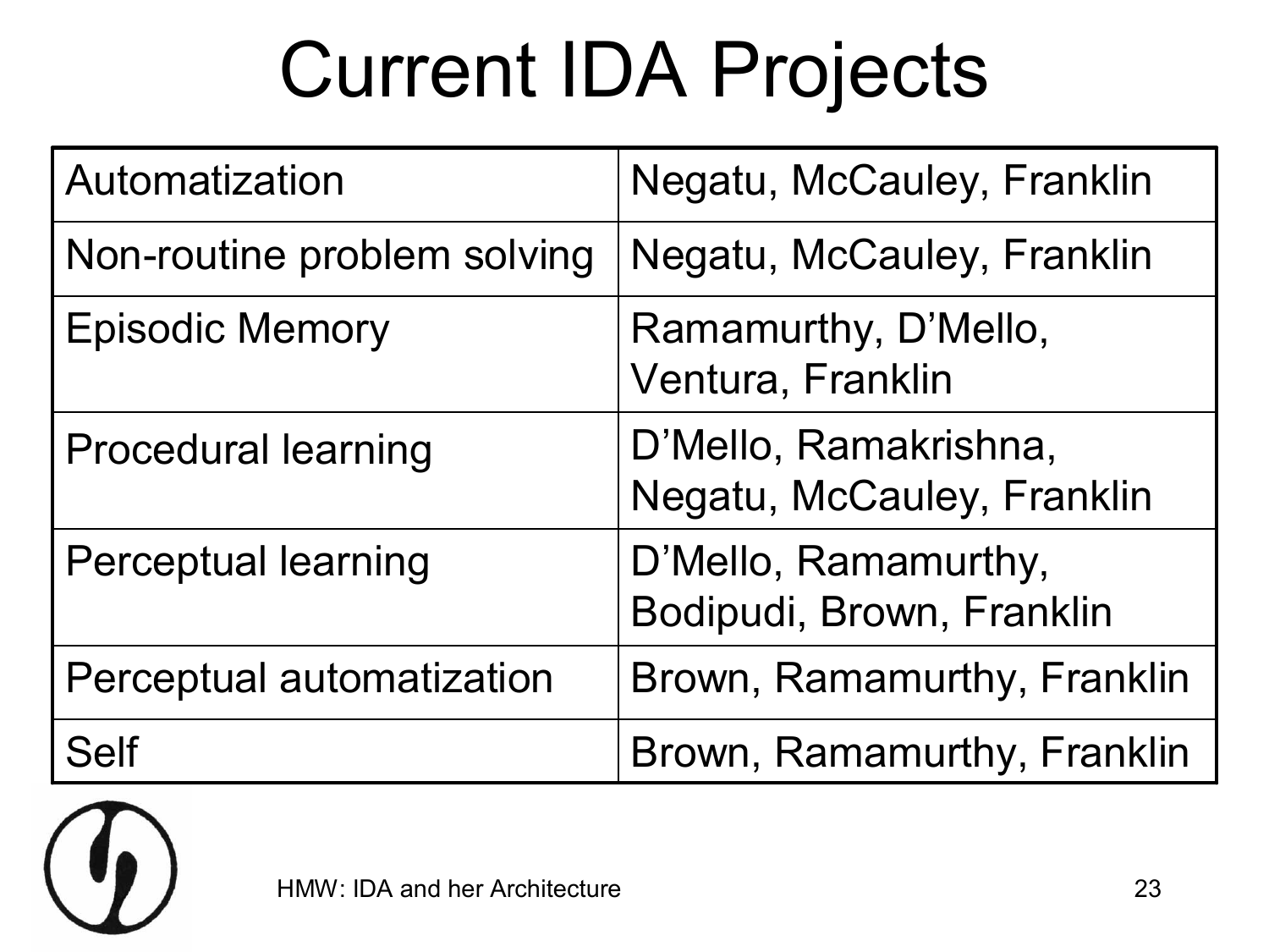# Current IDA Projects

| | |
|---|---|
| Automatization | Negatu, McCauley, Franklin |
| Non-routine problem solving | Negatu, McCauley, Franklin |
| Episodic Memory | Ramamurthy, D'Mello, Ventura, Franklin |
| Procedural learning | D'Mello, Ramakrishna, Negatu, McCauley, Franklin |
| Perceptual learning | D'Mello, Ramamurthy, Bodipudi, Brown, Franklin |
| Perceptual automatization | Brown, Ramamurthy, Franklin |
| Self | Brown, Ramamurthy, Franklin |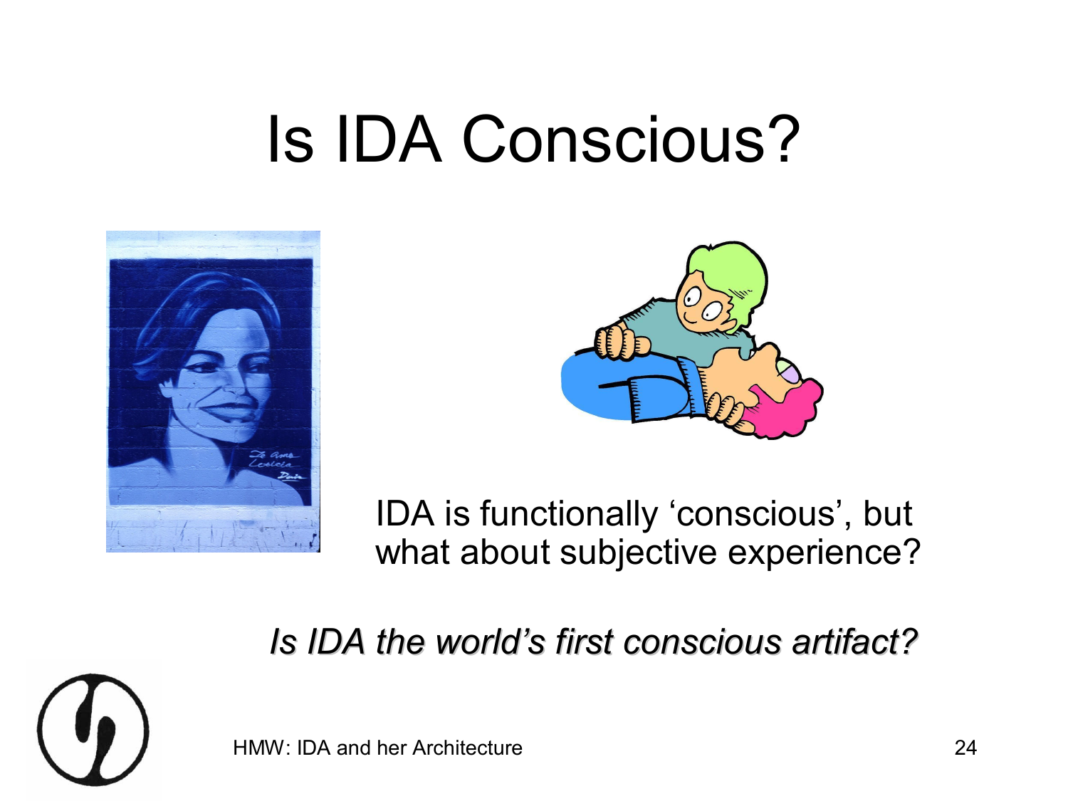# Is IDA Conscious?

IDA is functionally ‘conscious’, but what about subjective experience?

*Is IDA the world’s first conscious artifact?*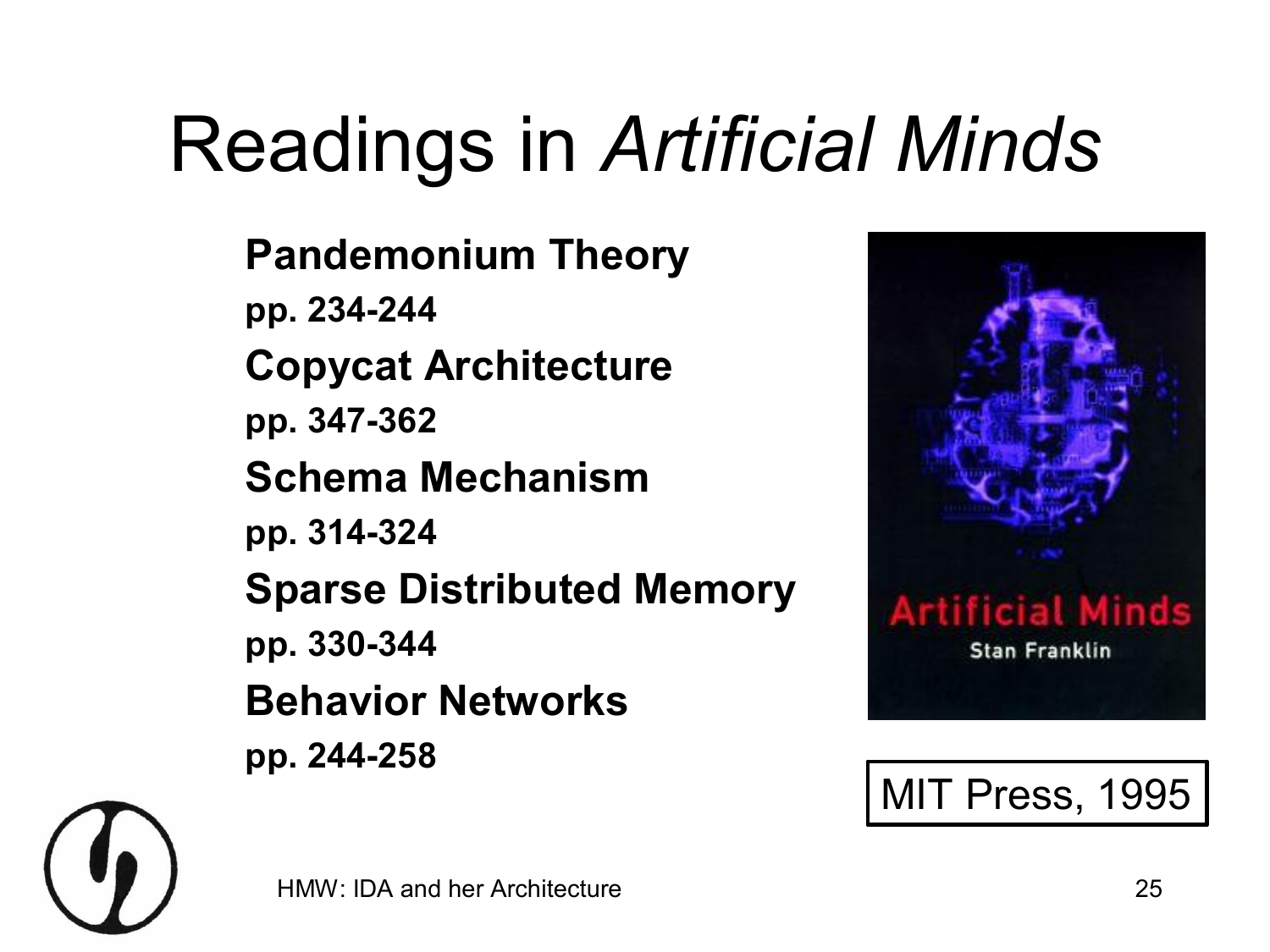# Readings in *Artificial Minds*

**Pandemonium Theory**

**pp. 234-244**

**Copycat Architecture**

**pp. 347-362**

**Schema Mechanism**

**pp. 314-324**

**Sparse Distributed Memory**

**pp. 330-344**

**Behavior Networks**

**pp. 244-258**

Artificial Minds

Stan Franklin

MIT Press, 1995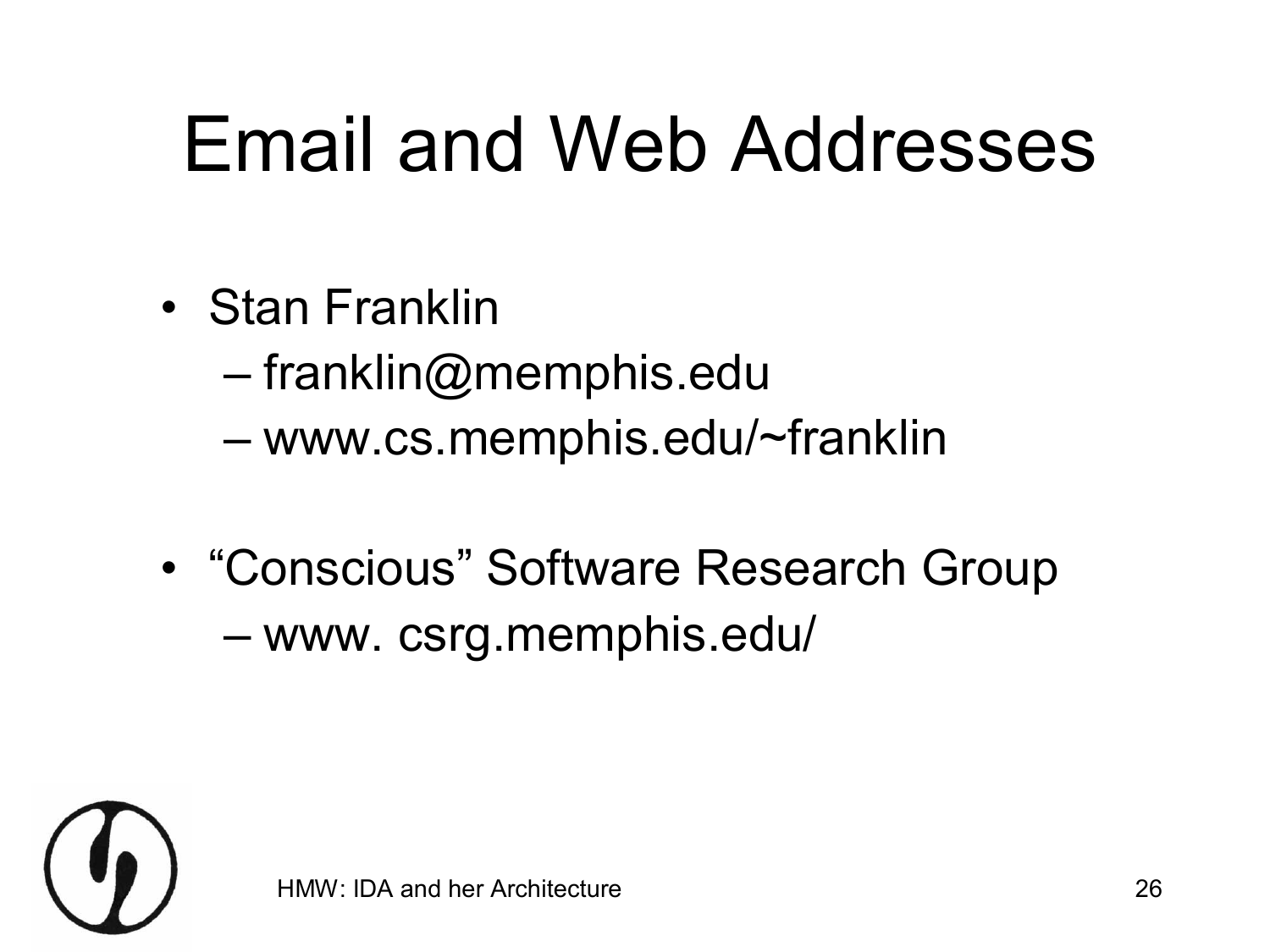# Email and Web Addresses

- Stan Franklin
  - franklin@memphis.edu
  - www.cs.memphis.edu/~franklin

- “Conscious” Software Research Group
  - www. csrg.memphis.edu/